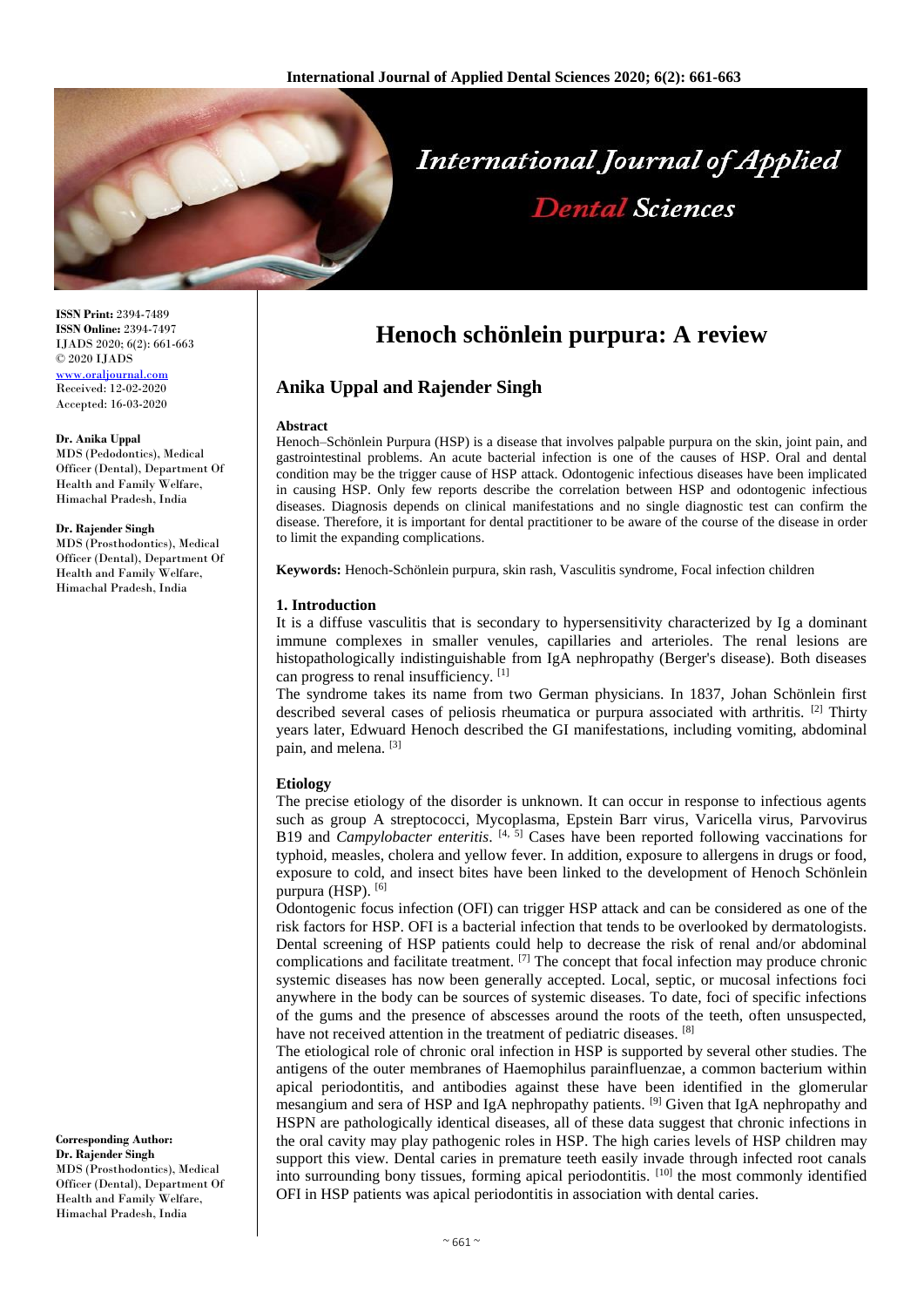**ISSN Print:** 2394-7489
**ISSN Online:** 2394-7497
IJADS 2020; 6(2): 661-663
© 2020 IJADS
www.oraljournal.com
Received: 12-02-2020
Accepted: 16-03-2020

**Dr. Anika Uppal**
MDS (Pedodontics), Medical Officer (Dental), Department Of Health and Family Welfare, Himachal Pradesh, India

**Dr. Rajender Singh**
MDS (Prosthodontics), Medical Officer (Dental), Department Of Health and Family Welfare, Himachal Pradesh, India

**Corresponding Author:**
**Dr. Rajender Singh**
MDS (Prosthodontics), Medical Officer (Dental), Department Of Health and Family Welfare, Himachal Pradesh, India

# Henoch schönlein purpura: A review

## Anika Uppal and Rajender Singh

**Abstract**

Henoch–Schönlein Purpura (HSP) is a disease that involves palpable purpura on the skin, joint pain, and gastrointestinal problems. An acute bacterial infection is one of the causes of HSP. Oral and dental condition may be the trigger cause of HSP attack. Odontogenic infectious diseases have been implicated in causing HSP. Only few reports describe the correlation between HSP and odontogenic infectious diseases. Diagnosis depends on clinical manifestations and no single diagnostic test can confirm the disease. Therefore, it is important for dental practitioner to be aware of the course of the disease in order to limit the expanding complications.

**Keywords:** Henoch-Schönlein purpura, skin rash, Vasculitis syndrome, Focal infection children

### 1. Introduction

It is a diffuse vasculitis that is secondary to hypersensitivity characterized by Ig a dominant immune complexes in smaller venules, capillaries and arterioles. The renal lesions are histopathologically indistinguishable from IgA nephropathy (Berger's disease). Both diseases can progress to renal insufficiency. [1]

The syndrome takes its name from two German physicians. In 1837, Johan Schönlein first described several cases of peliosis rheumatica or purpura associated with arthritis. [2] Thirty years later, Edwuard Henoch described the GI manifestations, including vomiting, abdominal pain, and melena. [3]

### Etiology

The precise etiology of the disorder is unknown. It can occur in response to infectious agents such as group A streptococci, Mycoplasma, Epstein Barr virus, Varicella virus, Parvovirus B19 and *Campylobacter enteritis*. [4, 5] Cases have been reported following vaccinations for typhoid, measles, cholera and yellow fever. In addition, exposure to allergens in drugs or food, exposure to cold, and insect bites have been linked to the development of Henoch Schönlein purpura (HSP). [6]

Odontogenic focus infection (OFI) can trigger HSP attack and can be considered as one of the risk factors for HSP. OFI is a bacterial infection that tends to be overlooked by dermatologists. Dental screening of HSP patients could help to decrease the risk of renal and/or abdominal complications and facilitate treatment. [7] The concept that focal infection may produce chronic systemic diseases has now been generally accepted. Local, septic, or mucosal infections foci anywhere in the body can be sources of systemic diseases. To date, foci of specific infections of the gums and the presence of abscesses around the roots of the teeth, often unsuspected, have not received attention in the treatment of pediatric diseases. [8]

The etiological role of chronic oral infection in HSP is supported by several other studies. The antigens of the outer membranes of Haemophilus parainfluenzae, a common bacterium within apical periodontitis, and antibodies against these have been identified in the glomerular mesangium and sera of HSP and IgA nephropathy patients. [9] Given that IgA nephropathy and HSPN are pathologically identical diseases, all of these data suggest that chronic infections in the oral cavity may play pathogenic roles in HSP. The high caries levels of HSP children may support this view. Dental caries in premature teeth easily invade through infected root canals into surrounding bony tissues, forming apical periodontitis. [10] the most commonly identified OFI in HSP patients was apical periodontitis in association with dental caries.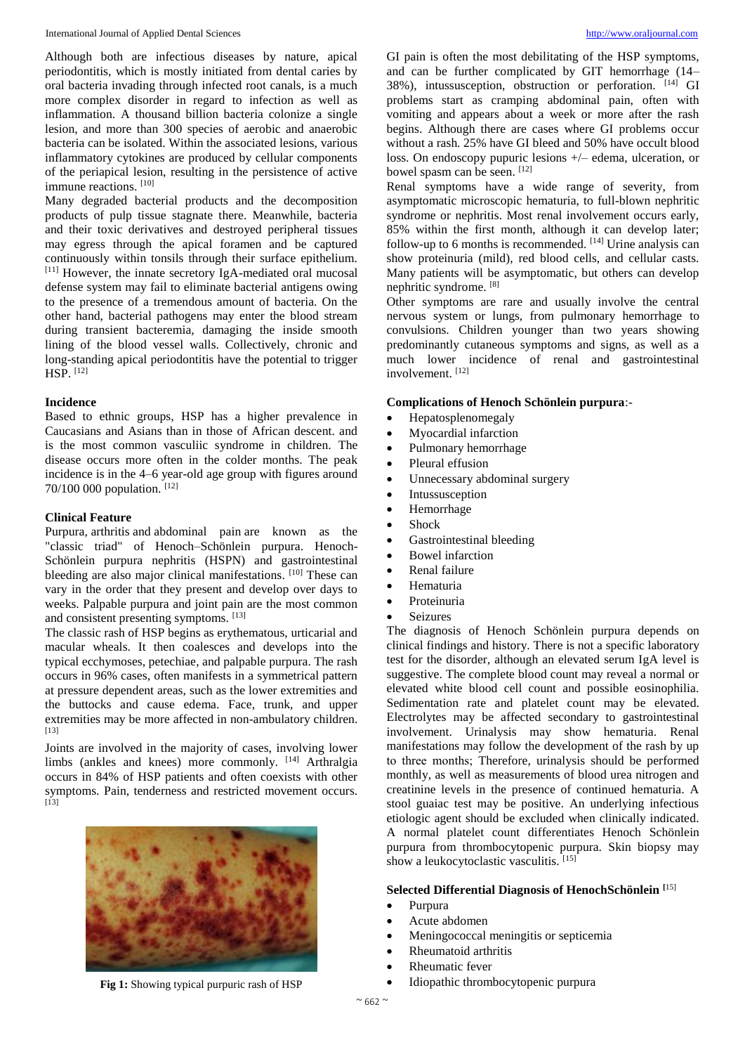Although both are infectious diseases by nature, apical periodontitis, which is mostly initiated from dental caries by oral bacteria invading through infected root canals, is a much more complex disorder in regard to infection as well as inflammation. A thousand billion bacteria colonize a single lesion, and more than 300 species of aerobic and anaerobic bacteria can be isolated. Within the associated lesions, various inflammatory cytokines are produced by cellular components of the periapical lesion, resulting in the persistence of active immune reactions. [10]

Many degraded bacterial products and the decomposition products of pulp tissue stagnate there. Meanwhile, bacteria and their toxic derivatives and destroyed peripheral tissues may egress through the apical foramen and be captured continuously within tonsils through their surface epithelium. [11] However, the innate secretory IgA-mediated oral mucosal defense system may fail to eliminate bacterial antigens owing to the presence of a tremendous amount of bacteria. On the other hand, bacterial pathogens may enter the blood stream during transient bacteremia, damaging the inside smooth lining of the blood vessel walls. Collectively, chronic and long-standing apical periodontitis have the potential to trigger HSP. [12]

### Incidence

Based to ethnic groups, HSP has a higher prevalence in Caucasians and Asians than in those of African descent. and is the most common vasculiic syndrome in children. The disease occurs more often in the colder months. The peak incidence is in the 4–6 year-old age group with figures around 70/100 000 population. [12]

### Clinical Feature

Purpura, arthritis and abdominal pain are known as the "classic triad" of Henoch–Schönlein purpura. Henoch-Schönlein purpura nephritis (HSPN) and gastrointestinal bleeding are also major clinical manifestations. [10] These can vary in the order that they present and develop over days to weeks. Palpable purpura and joint pain are the most common and consistent presenting symptoms. [13]

The classic rash of HSP begins as erythematous, urticarial and macular wheals. It then coalesces and develops into the typical ecchymoses, petechiae, and palpable purpura. The rash occurs in 96% cases, often manifests in a symmetrical pattern at pressure dependent areas, such as the lower extremities and the buttocks and cause edema. Face, trunk, and upper extremities may be more affected in non-ambulatory children. [13]

Joints are involved in the majority of cases, involving lower limbs (ankles and knees) more commonly. [14] Arthralgia occurs in 84% of HSP patients and often coexists with other symptoms. Pain, tenderness and restricted movement occurs. [13]

**Fig 1:** Showing typical purpuric rash of HSP

GI pain is often the most debilitating of the HSP symptoms, and can be further complicated by GIT hemorrhage (14–38%), intussusception, obstruction or perforation. [14] GI problems start as cramping abdominal pain, often with vomiting and appears about a week or more after the rash begins. Although there are cases where GI problems occur without a rash. 25% have GI bleed and 50% have occult blood loss. On endoscopy pupuric lesions +/– edema, ulceration, or bowel spasm can be seen. [12]

Renal symptoms have a wide range of severity, from asymptomatic microscopic hematuria, to full-blown nephritic syndrome or nephritis. Most renal involvement occurs early, 85% within the first month, although it can develop later; follow-up to 6 months is recommended. [14] Urine analysis can show proteinuria (mild), red blood cells, and cellular casts. Many patients will be asymptomatic, but others can develop nephritic syndrome. [8]

Other symptoms are rare and usually involve the central nervous system or lungs, from pulmonary hemorrhage to convulsions. Children younger than two years showing predominantly cutaneous symptoms and signs, as well as a much lower incidence of renal and gastrointestinal involvement. [12]

### Complications of Henoch Schönlein purpura:-

- Hepatosplenomegaly
- Myocardial infarction
- Pulmonary hemorrhage
- Pleural effusion
- Unnecessary abdominal surgery
- Intussusception
- Hemorrhage
- Shock
- Gastrointestinal bleeding
- Bowel infarction
- Renal failure
- Hematuria
- Proteinuria
- Seizures

The diagnosis of Henoch Schönlein purpura depends on clinical findings and history. There is not a specific laboratory test for the disorder, although an elevated serum IgA level is suggestive. The complete blood count may reveal a normal or elevated white blood cell count and possible eosinophilia. Sedimentation rate and platelet count may be elevated. Electrolytes may be affected secondary to gastrointestinal involvement. Urinalysis may show hematuria. Renal manifestations may follow the development of the rash by up to three months; Therefore, urinalysis should be performed monthly, as well as measurements of blood urea nitrogen and creatinine levels in the presence of continued hematuria. A stool guaiac test may be positive. An underlying infectious etiologic agent should be excluded when clinically indicated. A normal platelet count differentiates Henoch Schönlein purpura from thrombocytopenic purpura. Skin biopsy may show a leukocytoclastic vasculitis. [15]

### Selected Differential Diagnosis of HenochSchönlein [15]

- Purpura
- Acute abdomen
- Meningococcal meningitis or septicemia
- Rheumatoid arthritis
- Rheumatic fever
- Idiopathic thrombocytopenic purpura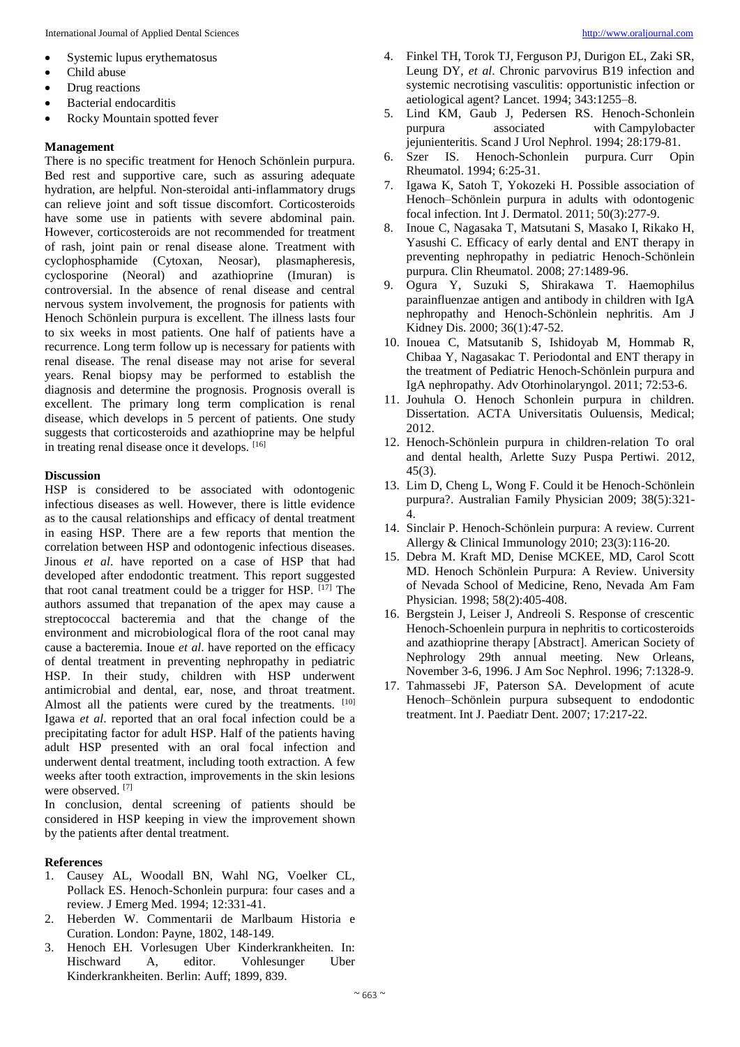- Systemic lupus erythematosus
- Child abuse
- Drug reactions
- Bacterial endocarditis
- Rocky Mountain spotted fever

### Management

There is no specific treatment for Henoch Schönlein purpura. Bed rest and supportive care, such as assuring adequate hydration, are helpful. Non-steroidal anti-inflammatory drugs can relieve joint and soft tissue discomfort. Corticosteroids have some use in patients with severe abdominal pain. However, corticosteroids are not recommended for treatment of rash, joint pain or renal disease alone. Treatment with cyclophosphamide (Cytoxan, Neosar), plasmapheresis, cyclosporine (Neoral) and azathioprine (Imuran) is controversial. In the absence of renal disease and central nervous system involvement, the prognosis for patients with Henoch Schönlein purpura is excellent. The illness lasts four to six weeks in most patients. One half of patients have a recurrence. Long term follow up is necessary for patients with renal disease. The renal disease may not arise for several years. Renal biopsy may be performed to establish the diagnosis and determine the prognosis. Prognosis overall is excellent. The primary long term complication is renal disease, which develops in 5 percent of patients. One study suggests that corticosteroids and azathioprine may be helpful in treating renal disease once it develops. [16]

### Discussion

HSP is considered to be associated with odontogenic infectious diseases as well. However, there is little evidence as to the causal relationships and efficacy of dental treatment in easing HSP. There are a few reports that mention the correlation between HSP and odontogenic infectious diseases. Jinous *et al*. have reported on a case of HSP that had developed after endodontic treatment. This report suggested that root canal treatment could be a trigger for HSP. [17] The authors assumed that trepanation of the apex may cause a streptococcal bacteremia and that the change of the environment and microbiological flora of the root canal may cause a bacteremia. Inoue *et al*. have reported on the efficacy of dental treatment in preventing nephropathy in pediatric HSP. In their study, children with HSP underwent antimicrobial and dental, ear, nose, and throat treatment. Almost all the patients were cured by the treatments. [10] Igawa *et al*. reported that an oral focal infection could be a precipitating factor for adult HSP. Half of the patients having adult HSP presented with an oral focal infection and underwent dental treatment, including tooth extraction. A few weeks after tooth extraction, improvements in the skin lesions were observed. [7]

In conclusion, dental screening of patients should be considered in HSP keeping in view the improvement shown by the patients after dental treatment.

### References

1. Causey AL, Woodall BN, Wahl NG, Voelker CL, Pollack ES. Henoch-Schonlein purpura: four cases and a review. J Emerg Med. 1994; 12:331-41.
2. Heberden W. Commentarii de Marlbaum Historia e Curation. London: Payne, 1802, 148-149.
3. Henoch EH. Vorlesugen Uber Kinderkrankheiten. In: Hischward A, editor. Vohlesunger Uber Kinderkrankheiten. Berlin: Auff; 1899, 839.
4. Finkel TH, Torok TJ, Ferguson PJ, Durigon EL, Zaki SR, Leung DY, *et al*. Chronic parvovirus B19 infection and systemic necrotising vasculitis: opportunistic infection or aetiological agent? Lancet. 1994; 343:1255–8.
5. Lind KM, Gaub J, Pedersen RS. Henoch-Schonlein purpura associated with Campylobacter jejunienteritis. Scand J Urol Nephrol. 1994; 28:179-81.
6. Szer IS. Henoch-Schonlein purpura. Curr Opin Rheumatol. 1994; 6:25-31.
7. Igawa K, Satoh T, Yokozeki H. Possible association of Henoch–Schönlein purpura in adults with odontogenic focal infection. Int J. Dermatol. 2011; 50(3):277-9.
8. Inoue C, Nagasaka T, Matsutani S, Masako I, Rikako H, Yasushi C. Efficacy of early dental and ENT therapy in preventing nephropathy in pediatric Henoch-Schönlein purpura. Clin Rheumatol. 2008; 27:1489-96.
9. Ogura Y, Suzuki S, Shirakawa T. Haemophilus parainfluenzae antigen and antibody in children with IgA nephropathy and Henoch-Schönlein nephritis. Am J Kidney Dis. 2000; 36(1):47-52.
10. Inouea C, Matsutanib S, Ishidoyab M, Hommab R, Chibaa Y, Nagasakac T. Periodontal and ENT therapy in the treatment of Pediatric Henoch-Schönlein purpura and IgA nephropathy. Adv Otorhinolaryngol. 2011; 72:53-6.
11. Jouhula O. Henoch Schonlein purpura in children. Dissertation. ACTA Universitatis Ouluensis, Medical; 2012.
12. Henoch-Schönlein purpura in children-relation To oral and dental health, Arlette Suzy Puspa Pertiwi. 2012, 45(3).
13. Lim D, Cheng L, Wong F. Could it be Henoch-Schönlein purpura?. Australian Family Physician 2009; 38(5):321-4.
14. Sinclair P. Henoch-Schönlein purpura: A review. Current Allergy & Clinical Immunology 2010; 23(3):116-20.
15. Debra M. Kraft MD, Denise MCKEE, MD, Carol Scott MD. Henoch Schönlein Purpura: A Review. University of Nevada School of Medicine, Reno, Nevada Am Fam Physician. 1998; 58(2):405-408.
16. Bergstein J, Leiser J, Andreoli S. Response of crescentic Henoch-Schoenlein purpura in nephritis to corticosteroids and azathioprine therapy [Abstract]. American Society of Nephrology 29th annual meeting. New Orleans, November 3-6, 1996. J Am Soc Nephrol. 1996; 7:1328-9.
17. Tahmassebi JF, Paterson SA. Development of acute Henoch–Schönlein purpura subsequent to endodontic treatment. Int J. Paediatr Dent. 2007; 17:217-22.